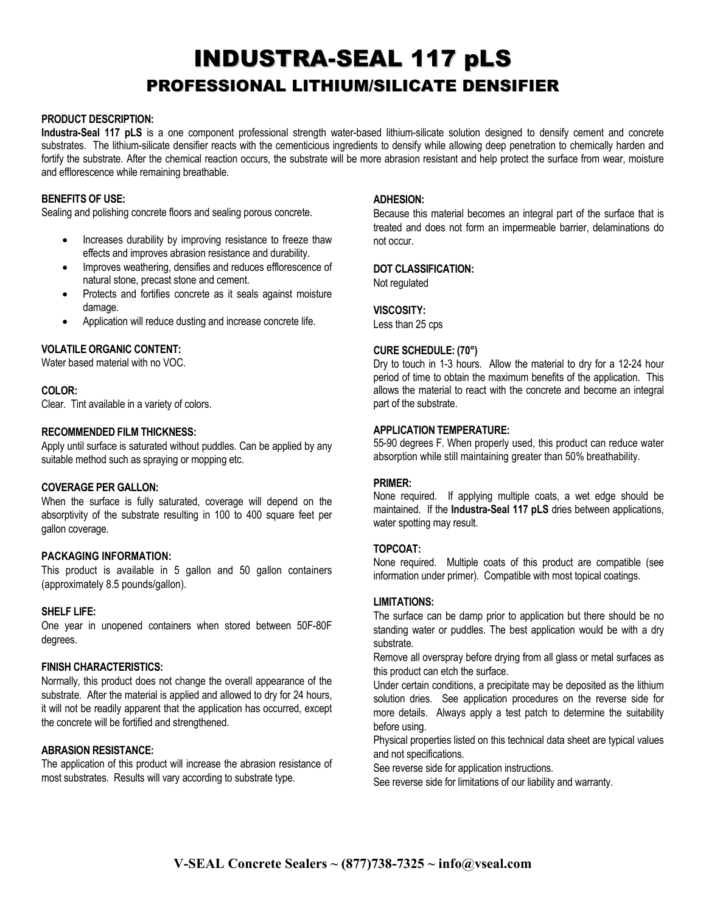# INDUSTRA-SEAL 117 pLS

## PROFESSIONAL LITHIUM/SILICATE DENSIFIER

**PRODUCT DESCRIPTION:**
**Industra-Seal 117 pLS** is a one component professional strength water-based lithium-silicate solution designed to densify cement and concrete substrates. The lithium-silicate densifier reacts with the cementicious ingredients to densify while allowing deep penetration to chemically harden and fortify the substrate. After the chemical reaction occurs, the substrate will be more abrasion resistant and help protect the surface from wear, moisture and efflorescence while remaining breathable.

**BENEFITS OF USE:**
Sealing and polishing concrete floors and sealing porous concrete.

- Increases durability by improving resistance to freeze thaw effects and improves abrasion resistance and durability.
- Improves weathering, densifies and reduces efflorescence of natural stone, precast stone and cement.
- Protects and fortifies concrete as it seals against moisture damage.
- Application will reduce dusting and increase concrete life.

**VOLATILE ORGANIC CONTENT:**
Water based material with no VOC.

**COLOR:**
Clear. Tint available in a variety of colors.

**RECOMMENDED FILM THICKNESS:**
Apply until surface is saturated without puddles. Can be applied by any suitable method such as spraying or mopping etc.

**COVERAGE PER GALLON:**
When the surface is fully saturated, coverage will depend on the absorptivity of the substrate resulting in 100 to 400 square feet per gallon coverage.

**PACKAGING INFORMATION:**
This product is available in 5 gallon and 50 gallon containers (approximately 8.5 pounds/gallon).

**SHELF LIFE:**
One year in unopened containers when stored between 50F-80F degrees.

**FINISH CHARACTERISTICS:**
Normally, this product does not change the overall appearance of the substrate. After the material is applied and allowed to dry for 24 hours, it will not be readily apparent that the application has occurred, except the concrete will be fortified and strengthened.

**ABRASION RESISTANCE:**
The application of this product will increase the abrasion resistance of most substrates. Results will vary according to substrate type.

**ADHESION:**
Because this material becomes an integral part of the surface that is treated and does not form an impermeable barrier, delaminations do not occur.

**DOT CLASSIFICATION:**
Not regulated

**VISCOSITY:**
Less than 25 cps

**CURE SCHEDULE: (70°)**
Dry to touch in 1-3 hours. Allow the material to dry for a 12-24 hour period of time to obtain the maximum benefits of the application. This allows the material to react with the concrete and become an integral part of the substrate.

**APPLICATION TEMPERATURE:**
55-90 degrees F. When properly used, this product can reduce water absorption while still maintaining greater than 50% breathability.

**PRIMER:**
None required. If applying multiple coats, a wet edge should be maintained. If the **Industra-Seal 117 pLS** dries between applications, water spotting may result.

**TOPCOAT:**
None required. Multiple coats of this product are compatible (see information under primer). Compatible with most topical coatings.

**LIMITATIONS:**
The surface can be damp prior to application but there should be no standing water or puddles. The best application would be with a dry substrate.
Remove all overspray before drying from all glass or metal surfaces as this product can etch the surface.
Under certain conditions, a precipitate may be deposited as the lithium solution dries. See application procedures on the reverse side for more details. Always apply a test patch to determine the suitability before using.
Physical properties listed on this technical data sheet are typical values and not specifications.
See reverse side for application instructions.
See reverse side for limitations of our liability and warranty.

**V-SEAL Concrete Sealers ~ (877)738-7325 ~ info@vseal.com**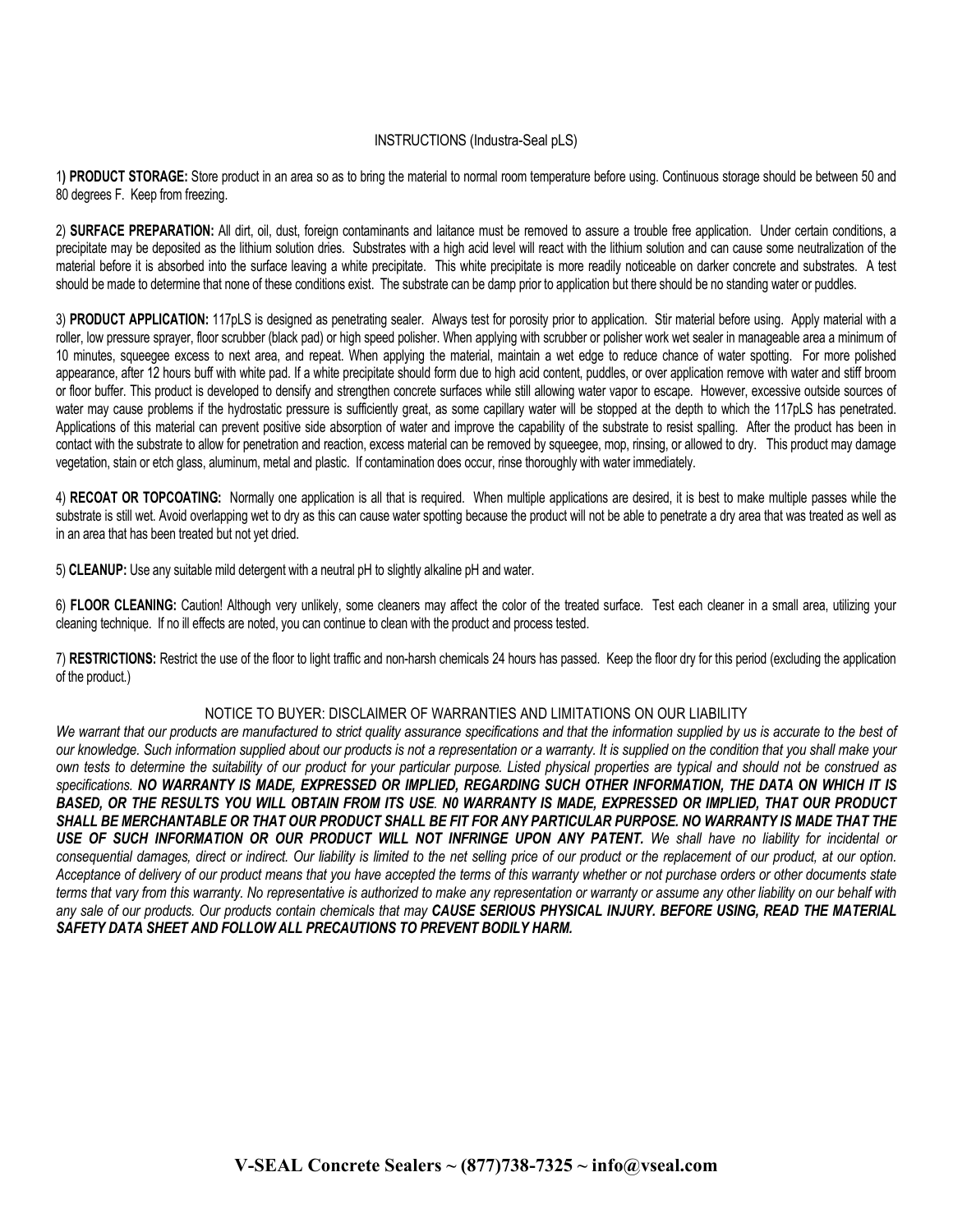INSTRUCTIONS (Industra-Seal pLS)

1) **PRODUCT STORAGE:** Store product in an area so as to bring the material to normal room temperature before using. Continuous storage should be between 50 and 80 degrees F. Keep from freezing.

2) **SURFACE PREPARATION:** All dirt, oil, dust, foreign contaminants and laitance must be removed to assure a trouble free application. Under certain conditions, a precipitate may be deposited as the lithium solution dries. Substrates with a high acid level will react with the lithium solution and can cause some neutralization of the material before it is absorbed into the surface leaving a white precipitate. This white precipitate is more readily noticeable on darker concrete and substrates. A test should be made to determine that none of these conditions exist. The substrate can be damp prior to application but there should be no standing water or puddles.

3) **PRODUCT APPLICATION:** 117pLS is designed as penetrating sealer. Always test for porosity prior to application. Stir material before using. Apply material with a roller, low pressure sprayer, floor scrubber (black pad) or high speed polisher. When applying with scrubber or polisher work wet sealer in manageable area a minimum of 10 minutes, squeegee excess to next area, and repeat. When applying the material, maintain a wet edge to reduce chance of water spotting. For more polished appearance, after 12 hours buff with white pad. If a white precipitate should form due to high acid content, puddles, or over application remove with water and stiff broom or floor buffer. This product is developed to densify and strengthen concrete surfaces while still allowing water vapor to escape. However, excessive outside sources of water may cause problems if the hydrostatic pressure is sufficiently great, as some capillary water will be stopped at the depth to which the 117pLS has penetrated. Applications of this material can prevent positive side absorption of water and improve the capability of the substrate to resist spalling. After the product has been in contact with the substrate to allow for penetration and reaction, excess material can be removed by squeegee, mop, rinsing, or allowed to dry. This product may damage vegetation, stain or etch glass, aluminum, metal and plastic. If contamination does occur, rinse thoroughly with water immediately.

4) **RECOAT OR TOPCOATING:** Normally one application is all that is required. When multiple applications are desired, it is best to make multiple passes while the substrate is still wet. Avoid overlapping wet to dry as this can cause water spotting because the product will not be able to penetrate a dry area that was treated as well as in an area that has been treated but not yet dried.

5) **CLEANUP:** Use any suitable mild detergent with a neutral pH to slightly alkaline pH and water.

6) **FLOOR CLEANING:** Caution! Although very unlikely, some cleaners may affect the color of the treated surface. Test each cleaner in a small area, utilizing your cleaning technique. If no ill effects are noted, you can continue to clean with the product and process tested.

7) **RESTRICTIONS:** Restrict the use of the floor to light traffic and non-harsh chemicals 24 hours has passed. Keep the floor dry for this period (excluding the application of the product.)

NOTICE TO BUYER: DISCLAIMER OF WARRANTIES AND LIMITATIONS ON OUR LIABILITY

*We warrant that our products are manufactured to strict quality assurance specifications and that the information supplied by us is accurate to the best of our knowledge. Such information supplied about our products is not a representation or a warranty. It is supplied on the condition that you shall make your own tests to determine the suitability of our product for your particular purpose. Listed physical properties are typical and should not be construed as specifications.* ***NO WARRANTY IS MADE, EXPRESSED OR IMPLIED, REGARDING SUCH OTHER INFORMATION, THE DATA ON WHICH IT IS BASED, OR THE RESULTS YOU WILL OBTAIN FROM ITS USE. N0 WARRANTY IS MADE, EXPRESSED OR IMPLIED, THAT OUR PRODUCT SHALL BE MERCHANTABLE OR THAT OUR PRODUCT SHALL BE FIT FOR ANY PARTICULAR PURPOSE. NO WARRANTY IS MADE THAT THE USE OF SUCH INFORMATION OR OUR PRODUCT WILL NOT INFRINGE UPON ANY PATENT.*** *We shall have no liability for incidental or consequential damages, direct or indirect. Our liability is limited to the net selling price of our product or the replacement of our product, at our option. Acceptance of delivery of our product means that you have accepted the terms of this warranty whether or not purchase orders or other documents state terms that vary from this warranty. No representative is authorized to make any representation or warranty or assume any other liability on our behalf with any sale of our products. Our products contain chemicals that may* ***CAUSE SERIOUS PHYSICAL INJURY. BEFORE USING, READ THE MATERIAL SAFETY DATA SHEET AND FOLLOW ALL PRECAUTIONS TO PREVENT BODILY HARM.***

**V-SEAL Concrete Sealers ~ (877)738-7325 ~ info@vseal.com**